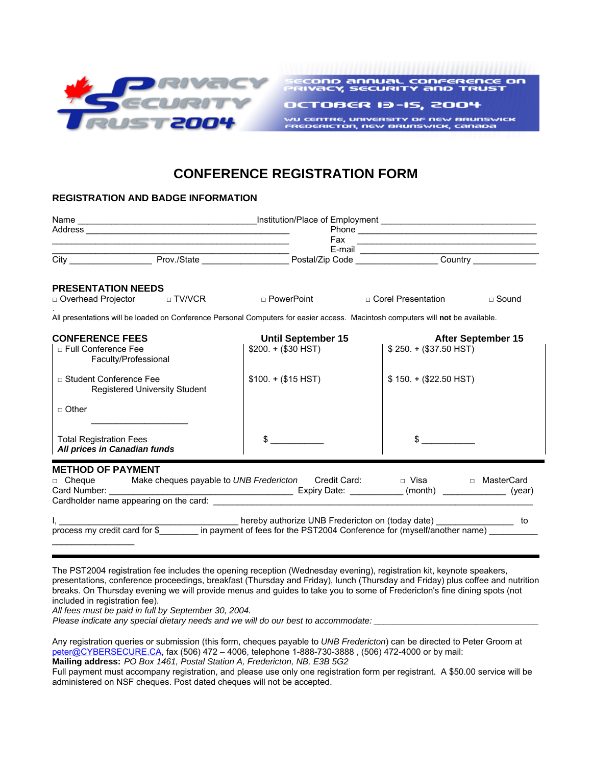PRIVACY SECURITY TRUST 2004

SECOND ANNUAL CONFERENCE ON PRIVACY, SECURITY AND TRUST

OCTOBER 13-15, 2004

WU CENTRE, UNIVERSITY OF NEW BRUNSWICK FREDERICTON, NEW BRUNSWICK, CANADA

# CONFERENCE REGISTRATION FORM

## REGISTRATION AND BADGE INFORMATION

Name ____________________________________ Institution/Place of Employment _______________________________

Address ____________________________________________ Phone ____________________________________

____________________________________________ Fax ____________________________________

____________________________________________ E-mail ____________________________________

City _________________ Prov./State _________________ Postal/Zip Code ________________ Country _____________

## PRESENTATION NEEDS

□ Overhead Projector □ TV/VCR □ PowerPoint □ Corel Presentation □ Sound

All presentations will be loaded on Conference Personal Computers for easier access. Macintosh computers will **not** be available.

## CONFERENCE FEES

| CONFERENCE FEES | Until September 15 | After September 15 |
|---|---|---|
| □ Full Conference Fee<br>Faculty/Professional | $200. + ($30 HST) | $ 250. + ($37.50 HST) |
| □ Student Conference Fee<br>Registered University Student | $100. + ($15 HST) | $ 150. + ($22.50 HST) |
| □ Other<br>____________________ | | |
| Total Registration Fees<br>***All prices in Canadian funds*** | $ ___________ | $ ___________ |

## METHOD OF PAYMENT

□ Cheque Make cheques payable to *UNB Fredericton* Credit Card: □ Visa □ MasterCard

Card Number: _____________________________________ Expiry Date: __________ (month) ____________ (year)

Cardholder name appearing on the card: _______________________________________________________________

I, ____________________________________ hereby authorize UNB Fredericton on (today date) ________________ to process my credit card for $________ in payment of fees for the PST2004 Conference for (myself/another name) __________ ________________

The PST2004 registration fee includes the opening reception (Wednesday evening), registration kit, keynote speakers, presentations, conference proceedings, breakfast (Thursday and Friday), lunch (Thursday and Friday) plus coffee and nutrition breaks. On Thursday evening we will provide menus and guides to take you to some of Fredericton's fine dining spots (not included in registration fee).

*All fees must be paid in full by September 30, 2004.*

*Please indicate any special dietary needs and we will do our best to accommodate:* ___________________________________

Any registration queries or submission (this form, cheques payable to *UNB Fredericton*) can be directed to Peter Groom at peter@CYBERSECURE.CA, fax (506) 472 – 4006, telephone 1-888-730-3888 , (506) 472-4000 or by mail:

**Mailing address:** *PO Box 1461, Postal Station A, Fredericton, NB, E3B 5G2*

Full payment must accompany registration, and please use only one registration form per registrant. A $50.00 service will be administered on NSF cheques. Post dated cheques will not be accepted.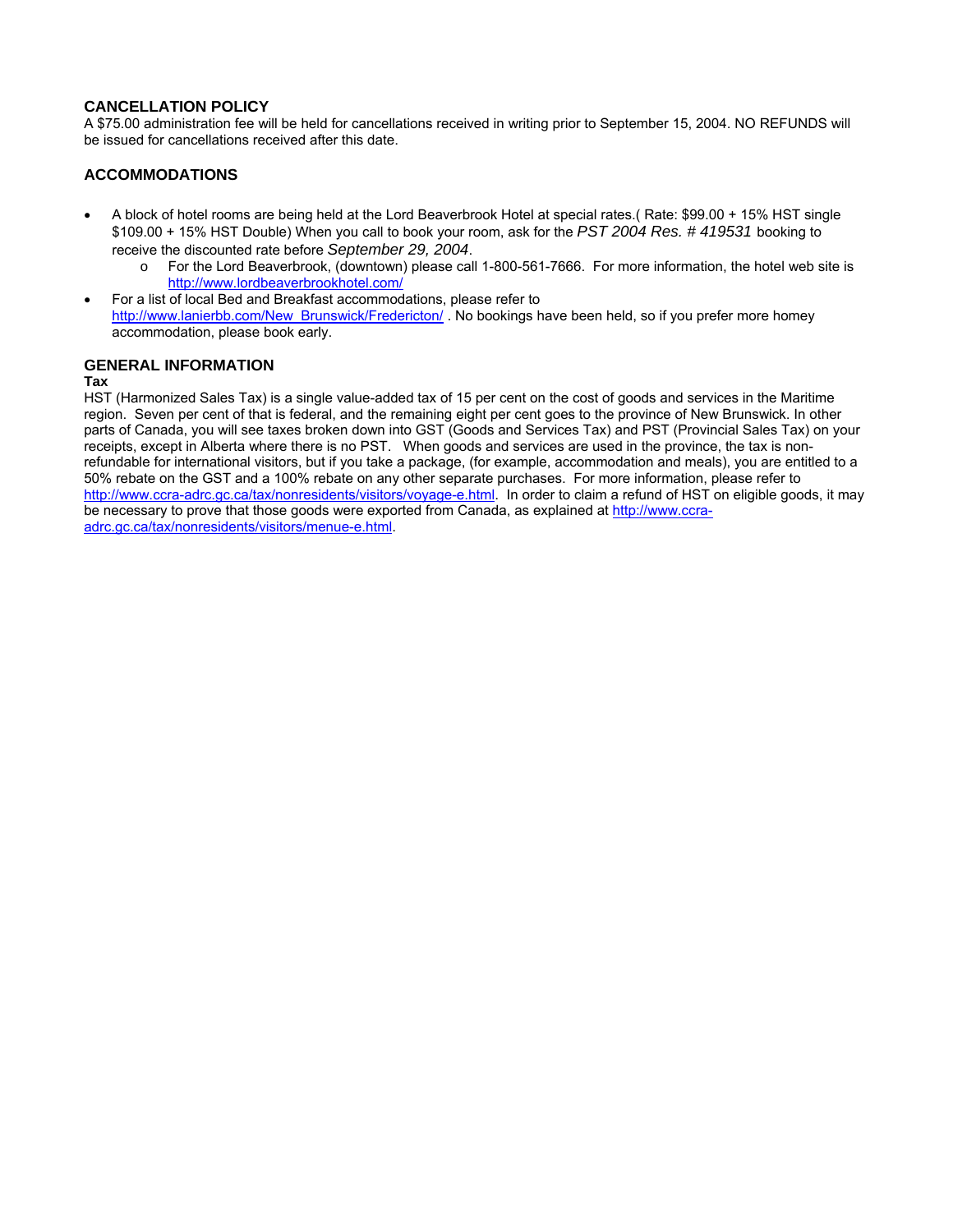## CANCELLATION POLICY

A $75.00 administration fee will be held for cancellations received in writing prior to September 15, 2004. NO REFUNDS will be issued for cancellations received after this date.

## ACCOMMODATIONS

- A block of hotel rooms are being held at the Lord Beaverbrook Hotel at special rates.( Rate: $99.00 + 15% HST single $109.00 + 15% HST Double) When you call to book your room, ask for the *PST 2004 Res. # 419531* booking to receive the discounted rate before *September 29, 2004*.
    - For the Lord Beaverbrook, (downtown) please call 1-800-561-7666. For more information, the hotel web site is http://www.lordbeaverbrookhotel.com/
- For a list of local Bed and Breakfast accommodations, please refer to http://www.lanierbb.com/New_Brunswick/Fredericton/ . No bookings have been held, so if you prefer more homey accommodation, please book early.

## GENERAL INFORMATION

**Tax**

HST (Harmonized Sales Tax) is a single value-added tax of 15 per cent on the cost of goods and services in the Maritime region. Seven per cent of that is federal, and the remaining eight per cent goes to the province of New Brunswick. In other parts of Canada, you will see taxes broken down into GST (Goods and Services Tax) and PST (Provincial Sales Tax) on your receipts, except in Alberta where there is no PST. When goods and services are used in the province, the tax is non-refundable for international visitors, but if you take a package, (for example, accommodation and meals), you are entitled to a 50% rebate on the GST and a 100% rebate on any other separate purchases. For more information, please refer to http://www.ccra-adrc.gc.ca/tax/nonresidents/visitors/voyage-e.html. In order to claim a refund of HST on eligible goods, it may be necessary to prove that those goods were exported from Canada, as explained at http://www.ccra-adrc.gc.ca/tax/nonresidents/visitors/menue-e.html.